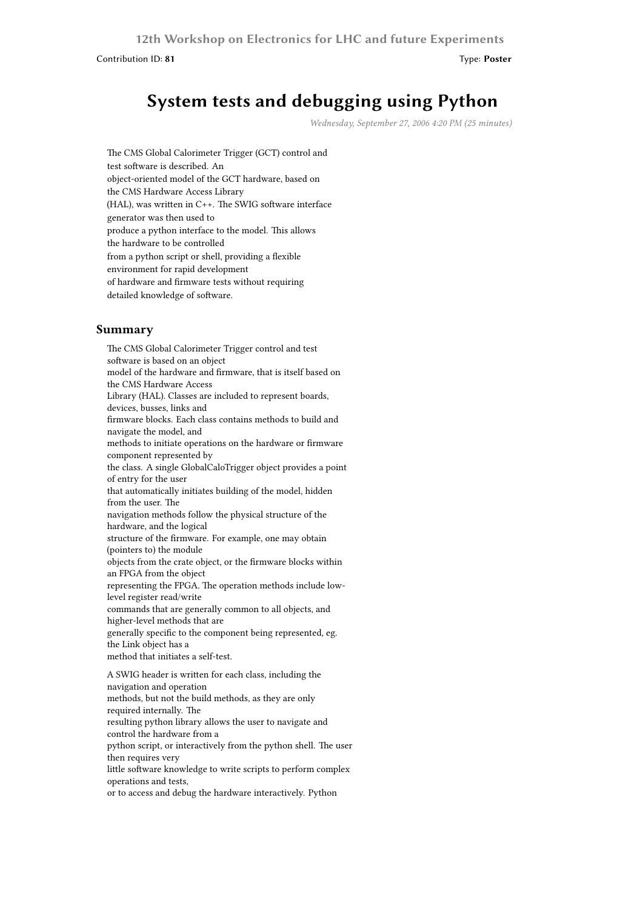12th Workshop on Electronics for LHC and future Experiments

Contribution ID: **81** Type: **Poster**

# System tests and debugging using Python

*Wednesday, September 27, 2006 4:20 PM (25 minutes)*

The CMS Global Calorimeter Trigger (GCT) control and test software is described. An object-oriented model of the GCT hardware, based on the CMS Hardware Access Library (HAL), was written in C++. The SWIG software interface generator was then used to produce a python interface to the model. This allows the hardware to be controlled from a python script or shell, providing a flexible environment for rapid development of hardware and firmware tests without requiring detailed knowledge of software.

## Summary

The CMS Global Calorimeter Trigger control and test software is based on an object model of the hardware and firmware, that is itself based on the CMS Hardware Access Library (HAL). Classes are included to represent boards, devices, busses, links and firmware blocks. Each class contains methods to build and navigate the model, and methods to initiate operations on the hardware or firmware component represented by the class. A single GlobalCaloTrigger object provides a point of entry for the user that automatically initiates building of the model, hidden from the user. The navigation methods follow the physical structure of the hardware, and the logical structure of the firmware. For example, one may obtain (pointers to) the module objects from the crate object, or the firmware blocks within an FPGA from the object representing the FPGA. The operation methods include low-level register read/write commands that are generally common to all objects, and higher-level methods that are generally specific to the component being represented, eg. the Link object has a method that initiates a self-test.

A SWIG header is written for each class, including the navigation and operation methods, but not the build methods, as they are only required internally. The resulting python library allows the user to navigate and control the hardware from a python script, or interactively from the python shell. The user then requires very little software knowledge to write scripts to perform complex operations and tests, or to access and debug the hardware interactively. Python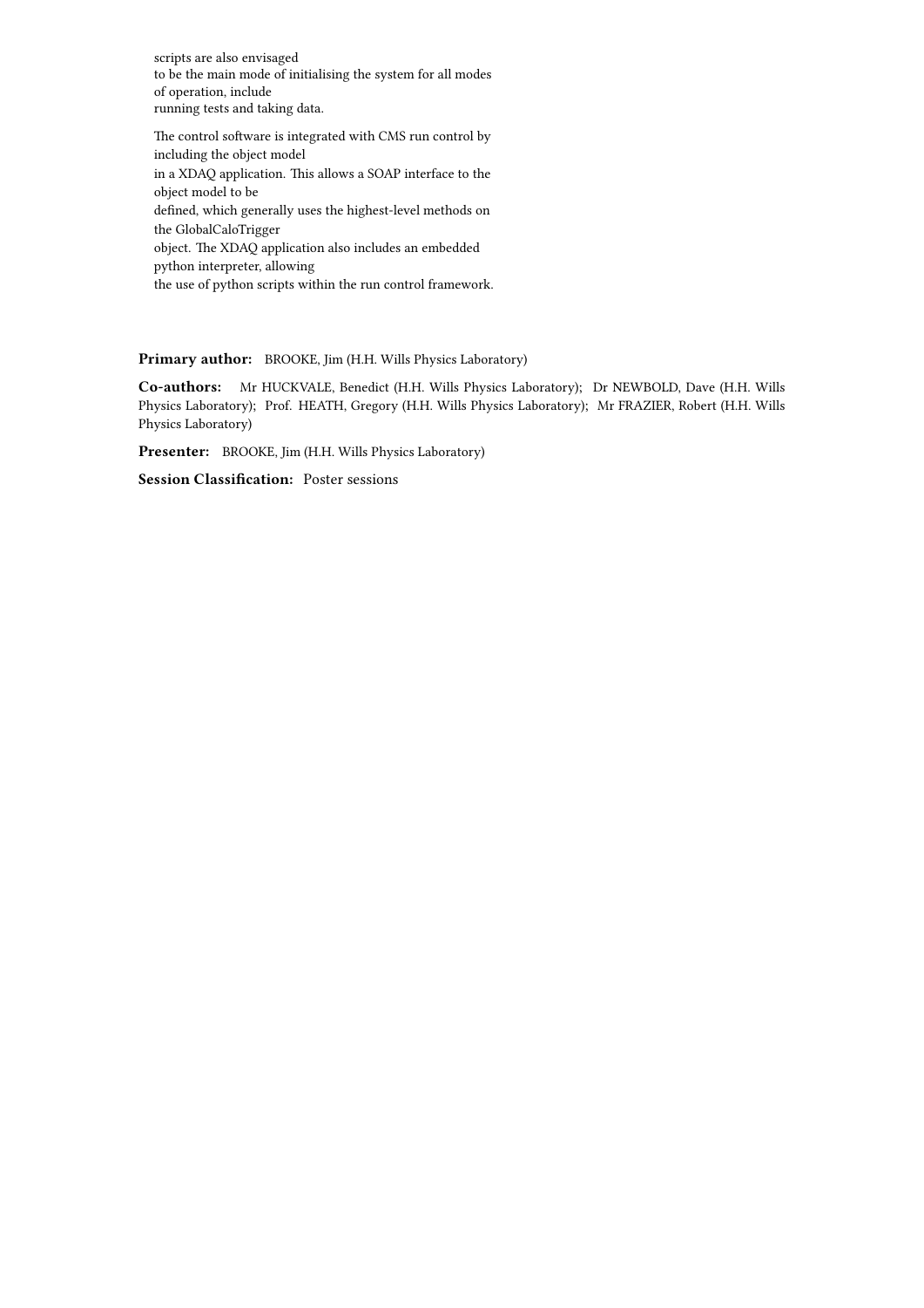scripts are also envisaged to be the main mode of initialising the system for all modes of operation, include running tests and taking data.

The control software is integrated with CMS run control by including the object model in a XDAQ application. This allows a SOAP interface to the object model to be defined, which generally uses the highest-level methods on the GlobalCaloTrigger object. The XDAQ application also includes an embedded python interpreter, allowing the use of python scripts within the run control framework.

**Primary author:** BROOKE, Jim (H.H. Wills Physics Laboratory)

**Co-authors:** Mr HUCKVALE, Benedict (H.H. Wills Physics Laboratory); Dr NEWBOLD, Dave (H.H. Wills Physics Laboratory); Prof. HEATH, Gregory (H.H. Wills Physics Laboratory); Mr FRAZIER, Robert (H.H. Wills Physics Laboratory)

**Presenter:** BROOKE, Jim (H.H. Wills Physics Laboratory)

**Session Classification:** Poster sessions